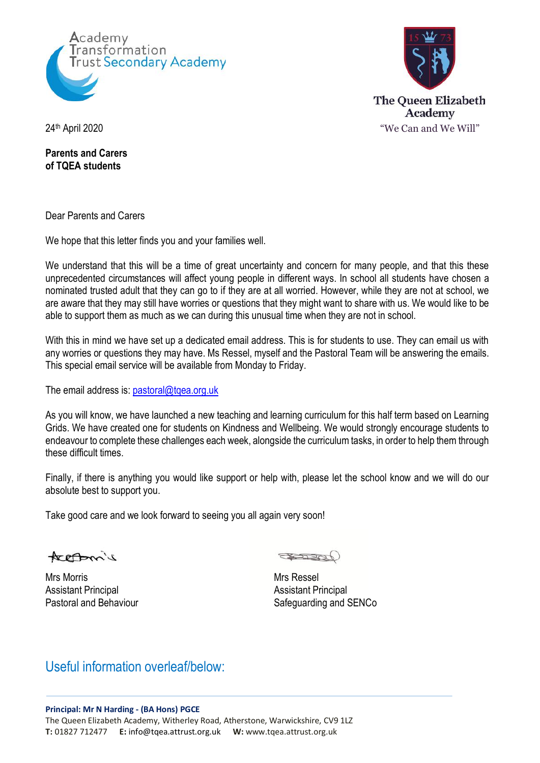Academy Transformation Trust Secondary Academy

The Queen Elizabeth Academy
"We Can and We Will"

24th April 2020

**Parents and Carers**
**of TQEA students**

Dear Parents and Carers

We hope that this letter finds you and your families well.

We understand that this will be a time of great uncertainty and concern for many people, and that this these unprecedented circumstances will affect young people in different ways. In school all students have chosen a nominated trusted adult that they can go to if they are at all worried. However, while they are not at school, we are aware that they may still have worries or questions that they might want to share with us. We would like to be able to support them as much as we can during this unusual time when they are not in school.

With this in mind we have set up a dedicated email address. This is for students to use. They can email us with any worries or questions they may have. Ms Ressel, myself and the Pastoral Team will be answering the emails. This special email service will be available from Monday to Friday.

The email address is: pastoral@tqea.org.uk

As you will know, we have launched a new teaching and learning curriculum for this half term based on Learning Grids. We have created one for students on Kindness and Wellbeing. We would strongly encourage students to endeavour to complete these challenges each week, alongside the curriculum tasks, in order to help them through these difficult times.

Finally, if there is anything you would like support or help with, please let the school know and we will do our absolute best to support you.

Take good care and we look forward to seeing you all again very soon!

Mrs Morris
Assistant Principal
Pastoral and Behaviour

Mrs Ressel
Assistant Principal
Safeguarding and SENCo

## Useful information overleaf/below:

**Principal: Mr N Harding - (BA Hons) PGCE**
The Queen Elizabeth Academy, Witherley Road, Atherstone, Warwickshire, CV9 1LZ
**T:** 01827 712477 **E:** info@tqea.attrust.org.uk **W:** www.tqea.attrust.org.uk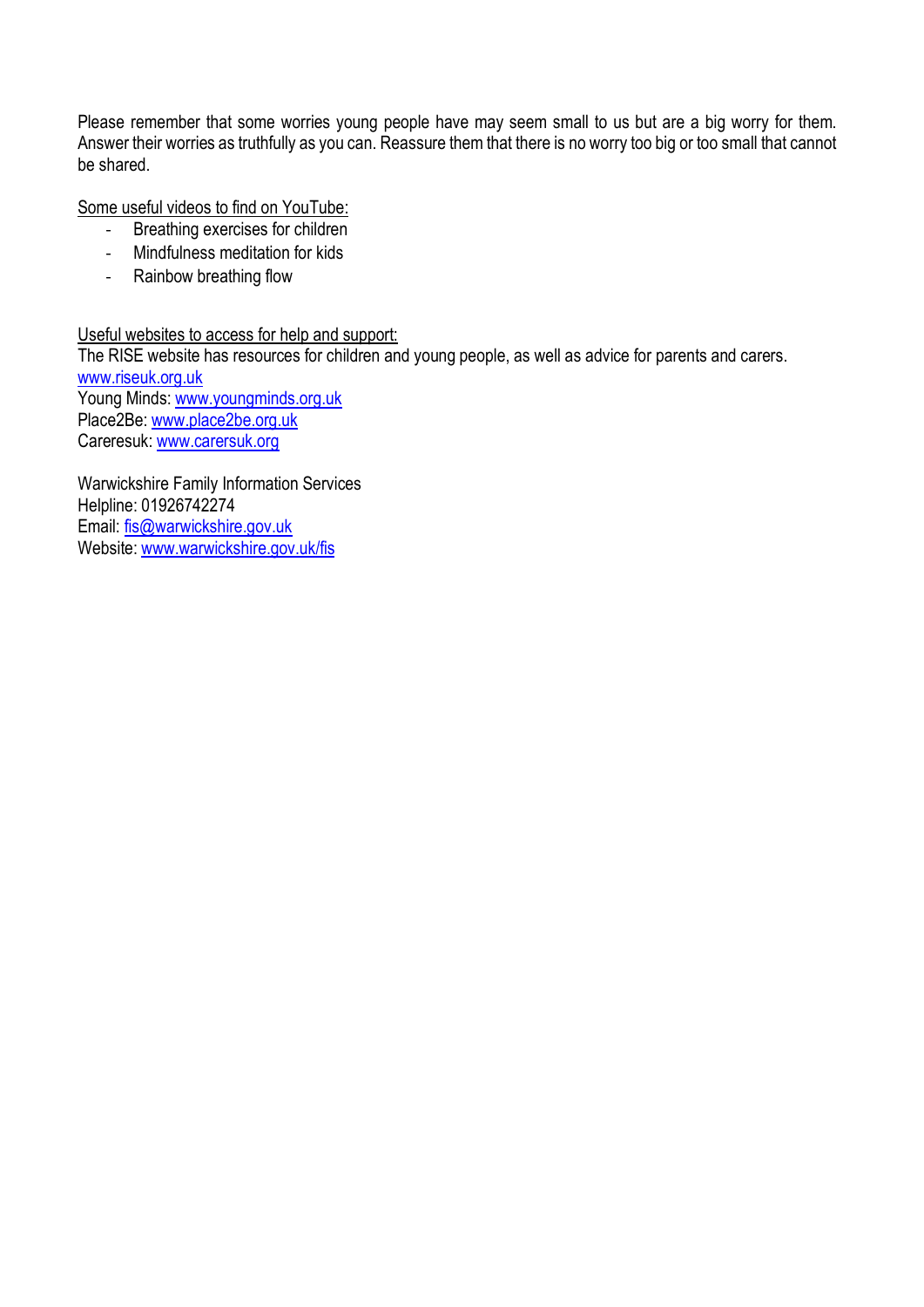Please remember that some worries young people have may seem small to us but are a big worry for them. Answer their worries as truthfully as you can. Reassure them that there is no worry too big or too small that cannot be shared.

Some useful videos to find on YouTube:

- Breathing exercises for children
- Mindfulness meditation for kids
- Rainbow breathing flow

Useful websites to access for help and support:
The RISE website has resources for children and young people, as well as advice for parents and carers.
www.riseuk.org.uk
Young Minds: www.youngminds.org.uk
Place2Be: www.place2be.org.uk
Careresuk: www.carersuk.org

Warwickshire Family Information Services
Helpline: 01926742274
Email: fis@warwickshire.gov.uk
Website: www.warwickshire.gov.uk/fis